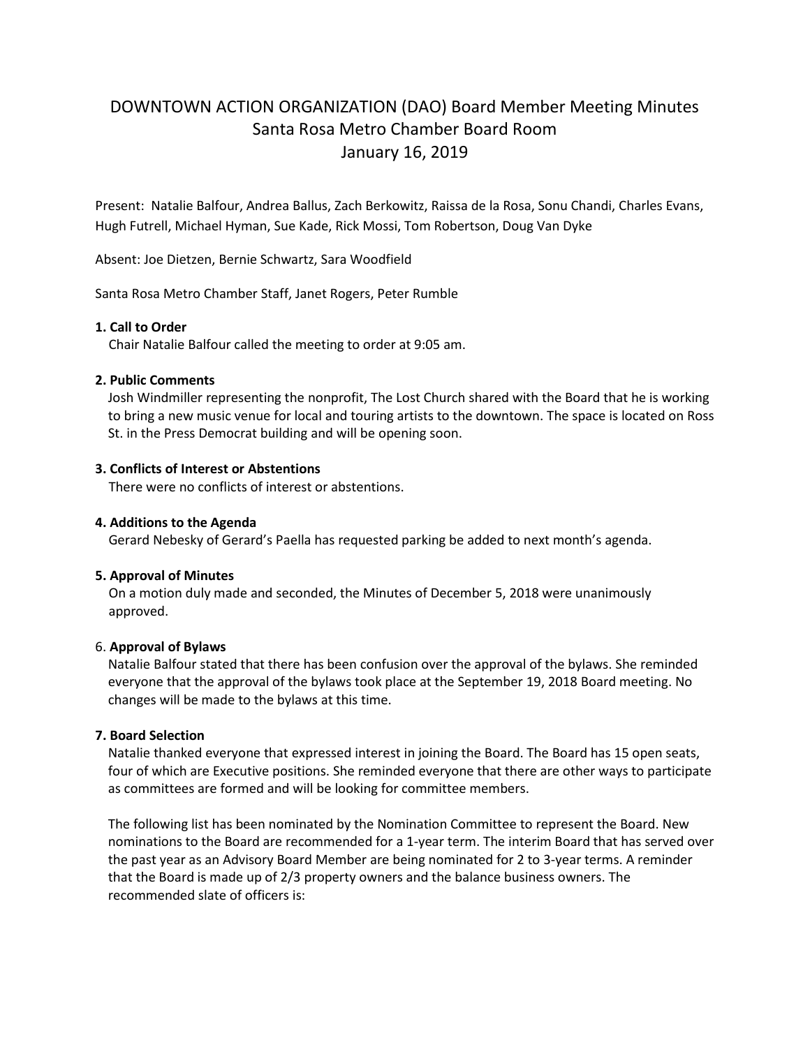# DOWNTOWN ACTION ORGANIZATION (DAO) Board Member Meeting Minutes
## Santa Rosa Metro Chamber Board Room
## January 16, 2019

Present: Natalie Balfour, Andrea Ballus, Zach Berkowitz, Raissa de la Rosa, Sonu Chandi, Charles Evans, Hugh Futrell, Michael Hyman, Sue Kade, Rick Mossi, Tom Robertson, Doug Van Dyke

Absent: Joe Dietzen, Bernie Schwartz, Sara Woodfield

Santa Rosa Metro Chamber Staff, Janet Rogers, Peter Rumble

**1. Call to Order**

Chair Natalie Balfour called the meeting to order at 9:05 am.

**2. Public Comments**

Josh Windmiller representing the nonprofit, The Lost Church shared with the Board that he is working to bring a new music venue for local and touring artists to the downtown. The space is located on Ross St. in the Press Democrat building and will be opening soon.

**3. Conflicts of Interest or Abstentions**

There were no conflicts of interest or abstentions.

**4. Additions to the Agenda**

Gerard Nebesky of Gerard's Paella has requested parking be added to next month's agenda.

**5. Approval of Minutes**

On a motion duly made and seconded, the Minutes of December 5, 2018 were unanimously approved.

6. **Approval of Bylaws**

Natalie Balfour stated that there has been confusion over the approval of the bylaws. She reminded everyone that the approval of the bylaws took place at the September 19, 2018 Board meeting. No changes will be made to the bylaws at this time.

**7. Board Selection**

Natalie thanked everyone that expressed interest in joining the Board. The Board has 15 open seats, four of which are Executive positions. She reminded everyone that there are other ways to participate as committees are formed and will be looking for committee members.

The following list has been nominated by the Nomination Committee to represent the Board. New nominations to the Board are recommended for a 1-year term. The interim Board that has served over the past year as an Advisory Board Member are being nominated for 2 to 3-year terms. A reminder that the Board is made up of 2/3 property owners and the balance business owners. The recommended slate of officers is: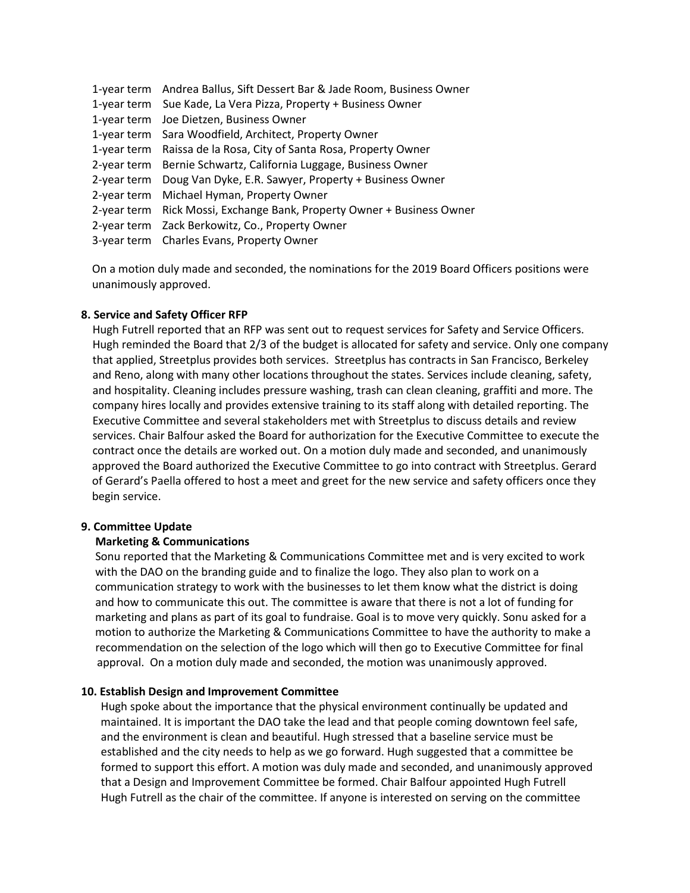1-year term Andrea Ballus, Sift Dessert Bar & Jade Room, Business Owner
1-year term Sue Kade, La Vera Pizza, Property + Business Owner
1-year term Joe Dietzen, Business Owner
1-year term Sara Woodfield, Architect, Property Owner
1-year term Raissa de la Rosa, City of Santa Rosa, Property Owner
2-year term Bernie Schwartz, California Luggage, Business Owner
2-year term Doug Van Dyke, E.R. Sawyer, Property + Business Owner
2-year term Michael Hyman, Property Owner
2-year term Rick Mossi, Exchange Bank, Property Owner + Business Owner
2-year term Zack Berkowitz, Co., Property Owner
3-year term Charles Evans, Property Owner

On a motion duly made and seconded, the nominations for the 2019 Board Officers positions were unanimously approved.

**8. Service and Safety Officer RFP**

Hugh Futrell reported that an RFP was sent out to request services for Safety and Service Officers. Hugh reminded the Board that 2/3 of the budget is allocated for safety and service. Only one company that applied, Streetplus provides both services. Streetplus has contracts in San Francisco, Berkeley and Reno, along with many other locations throughout the states. Services include cleaning, safety, and hospitality. Cleaning includes pressure washing, trash can clean cleaning, graffiti and more. The company hires locally and provides extensive training to its staff along with detailed reporting. The Executive Committee and several stakeholders met with Streetplus to discuss details and review services. Chair Balfour asked the Board for authorization for the Executive Committee to execute the contract once the details are worked out. On a motion duly made and seconded, and unanimously approved the Board authorized the Executive Committee to go into contract with Streetplus. Gerard of Gerard's Paella offered to host a meet and greet for the new service and safety officers once they begin service.

**9. Committee Update**

**Marketing & Communications**

Sonu reported that the Marketing & Communications Committee met and is very excited to work with the DAO on the branding guide and to finalize the logo. They also plan to work on a communication strategy to work with the businesses to let them know what the district is doing and how to communicate this out. The committee is aware that there is not a lot of funding for marketing and plans as part of its goal to fundraise. Goal is to move very quickly. Sonu asked for a motion to authorize the Marketing & Communications Committee to have the authority to make a recommendation on the selection of the logo which will then go to Executive Committee for final approval. On a motion duly made and seconded, the motion was unanimously approved.

**10. Establish Design and Improvement Committee**

Hugh spoke about the importance that the physical environment continually be updated and maintained. It is important the DAO take the lead and that people coming downtown feel safe, and the environment is clean and beautiful. Hugh stressed that a baseline service must be established and the city needs to help as we go forward. Hugh suggested that a committee be formed to support this effort. A motion was duly made and seconded, and unanimously approved that a Design and Improvement Committee be formed. Chair Balfour appointed Hugh Futrell Hugh Futrell as the chair of the committee. If anyone is interested on serving on the committee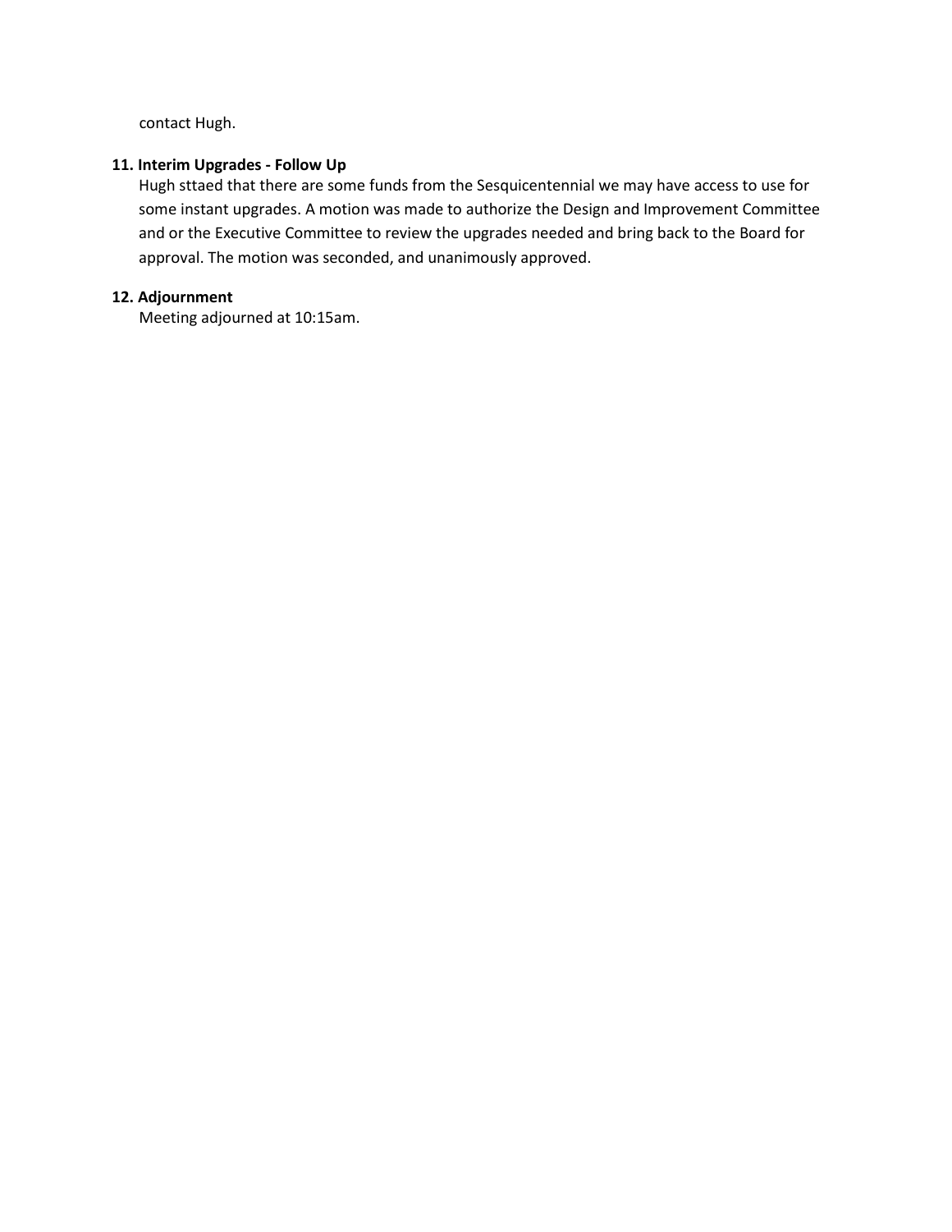contact Hugh.

**11. Interim Upgrades - Follow Up**

Hugh sttaed that there are some funds from the Sesquicentennial we may have access to use for some instant upgrades. A motion was made to authorize the Design and Improvement Committee and or the Executive Committee to review the upgrades needed and bring back to the Board for approval. The motion was seconded, and unanimously approved.

**12. Adjournment**

Meeting adjourned at 10:15am.